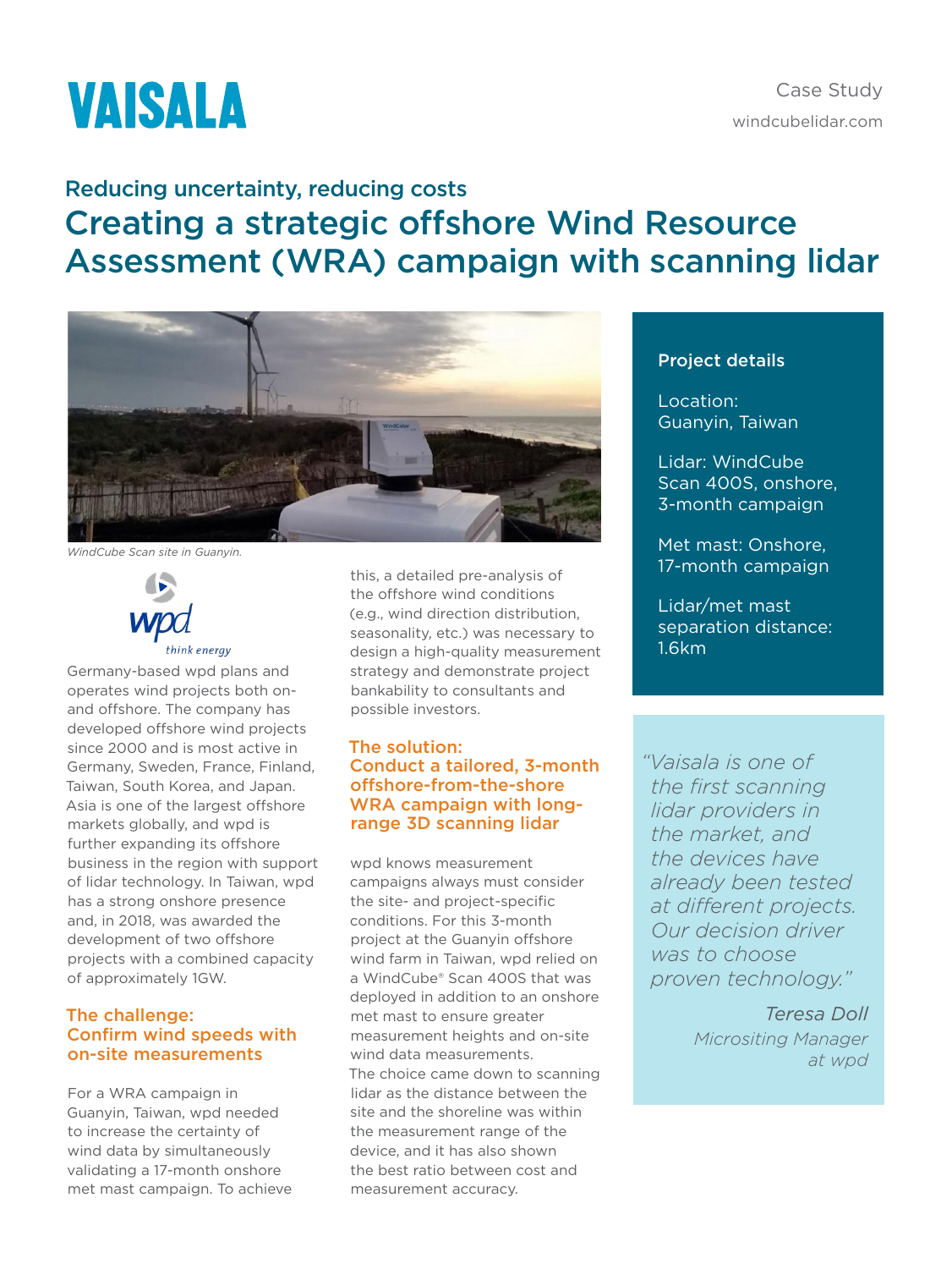VAISALA

Case Study

windcubelidar.com

## Reducing uncertainty, reducing costs

# Creating a strategic offshore Wind Resource Assessment (WRA) campaign with scanning lidar

*WindCube Scan site in Guanyin.*

wpd think energy

Germany-based wpd plans and operates wind projects both on- and offshore. The company has developed offshore wind projects since 2000 and is most active in Germany, Sweden, France, Finland, Taiwan, South Korea, and Japan. Asia is one of the largest offshore markets globally, and wpd is further expanding its offshore business in the region with support of lidar technology. In Taiwan, wpd has a strong onshore presence and, in 2018, was awarded the development of two offshore projects with a combined capacity of approximately 1GW.

### The challenge: Confirm wind speeds with on-site measurements

For a WRA campaign in Guanyin, Taiwan, wpd needed to increase the certainty of wind data by simultaneously validating a 17-month onshore met mast campaign. To achieve this, a detailed pre-analysis of the offshore wind conditions (e.g., wind direction distribution, seasonality, etc.) was necessary to design a high-quality measurement strategy and demonstrate project bankability to consultants and possible investors.

### The solution: Conduct a tailored, 3-month offshore-from-the-shore WRA campaign with long-range 3D scanning lidar

wpd knows measurement campaigns always must consider the site- and project-specific conditions. For this 3-month project at the Guanyin offshore wind farm in Taiwan, wpd relied on a WindCube® Scan 400S that was deployed in addition to an onshore met mast to ensure greater measurement heights and on-site wind data measurements.
The choice came down to scanning lidar as the distance between the site and the shoreline was within the measurement range of the device, and it has also shown the best ratio between cost and measurement accuracy.

**Project details**

Location:
Guanyin, Taiwan

Lidar: WindCube Scan 400S, onshore, 3-month campaign

Met mast: Onshore, 17-month campaign

Lidar/met mast separation distance: 1.6km

> *"Vaisala is one of the first scanning lidar providers in the market, and the devices have already been tested at different projects. Our decision driver was to choose proven technology."*
>
> *Teresa Doll*
> *Micrositing Manager at wpd*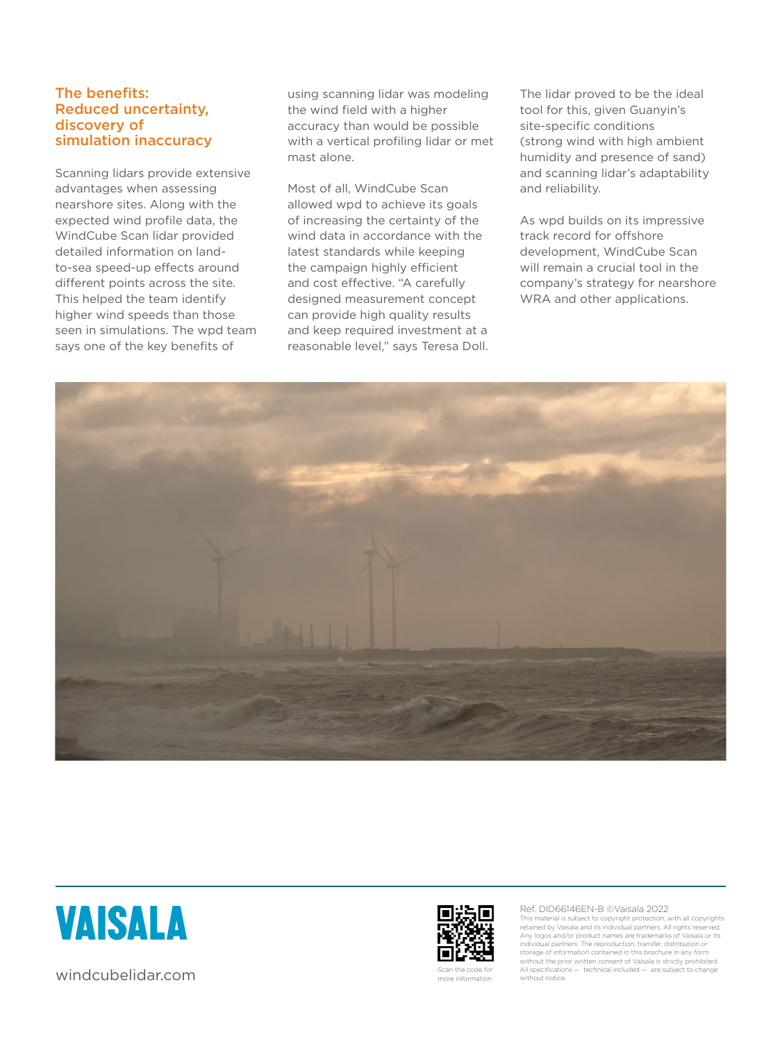## The benefits: Reduced uncertainty, discovery of simulation inaccuracy

Scanning lidars provide extensive advantages when assessing nearshore sites. Along with the expected wind profile data, the WindCube Scan lidar provided detailed information on land-to-sea speed-up effects around different points across the site. This helped the team identify higher wind speeds than those seen in simulations. The wpd team says one of the key benefits of using scanning lidar was modeling the wind field with a higher accuracy than would be possible with a vertical profiling lidar or met mast alone.

Most of all, WindCube Scan allowed wpd to achieve its goals of increasing the certainty of the wind data in accordance with the latest standards while keeping the campaign highly efficient and cost effective. "A carefully designed measurement concept can provide high quality results and keep required investment at a reasonable level," says Teresa Doll.

The lidar proved to be the ideal tool for this, given Guanyin's site-specific conditions (strong wind with high ambient humidity and presence of sand) and scanning lidar's adaptability and reliability.

As wpd builds on its impressive track record for offshore development, WindCube Scan will remain a crucial tool in the company's strategy for nearshore WRA and other applications.

VAISALA

windcubelidar.com

Scan the code for more information

Ref. DID66146EN-B ©Vaisala 2022
This material is subject to copyright protection, with all copyrights retained by Vaisala and its individual partners. All rights reserved. Any logos and/or product names are trademarks of Vaisala or its individual partners. The reproduction, transfer, distribution or storage of information contained in this brochure in any form without the prior written consent of Vaisala is strictly prohibited. All specifications — technical included — are subject to change without notice.